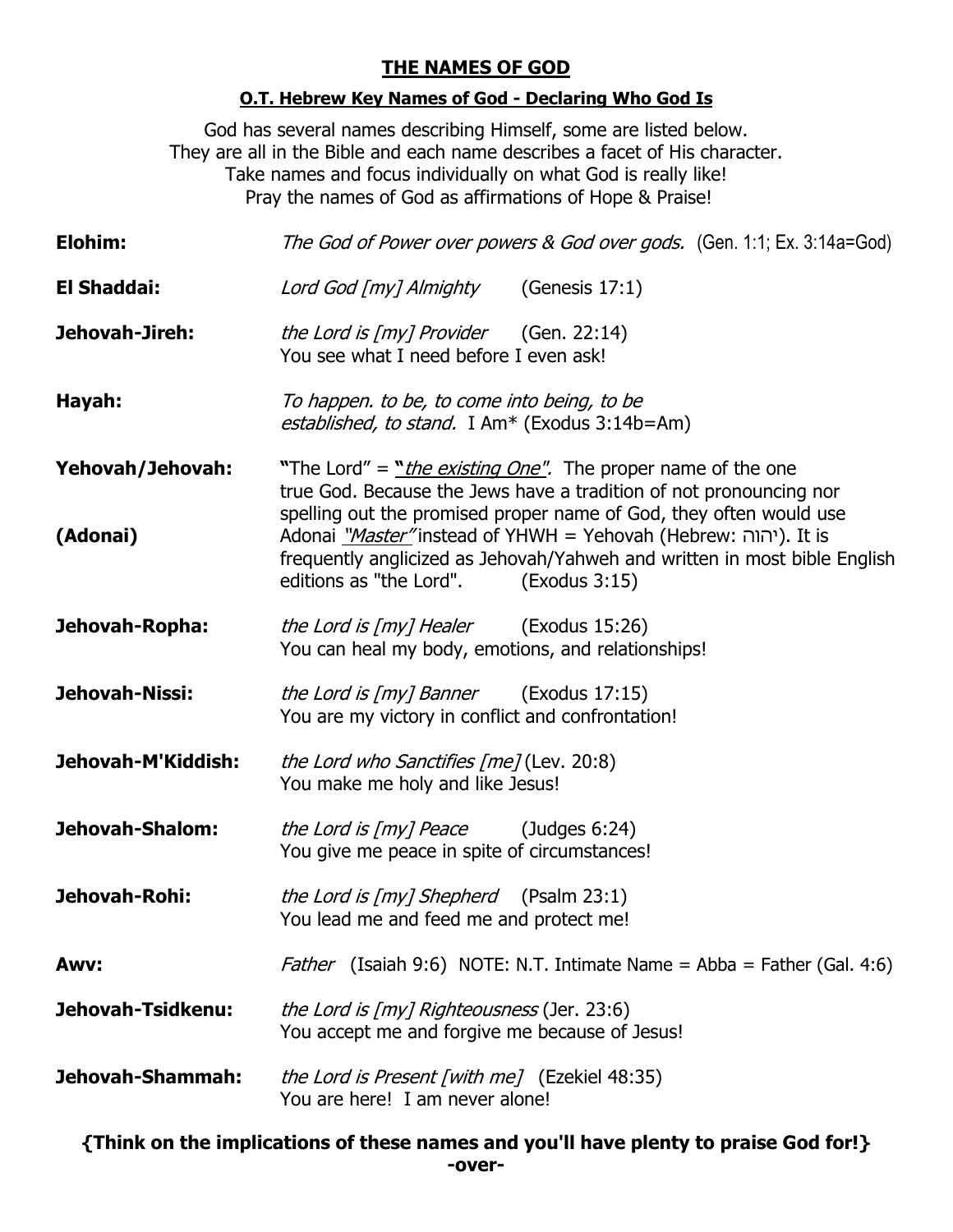# THE NAMES OF GOD

## O.T. Hebrew Key Names of God - Declaring Who God Is

God has several names describing Himself, some are listed below.
They are all in the Bible and each name describes a facet of His character.
Take names and focus individually on what God is really like!
Pray the names of God as affirmations of Hope & Praise!

**Elohim:** *The God of Power over powers & God over gods.* (Gen. 1:1; Ex. 3:14a=God)

**El Shaddai:** *Lord God [my] Almighty* (Genesis 17:1)

**Jehovah-Jireh:** *the Lord is [my] Provider* (Gen. 22:14)
You see what I need before I even ask!

**Hayah:** *To happen. to be, to come into being, to be established, to stand.* I Am* (Exodus 3:14b=Am)

**Yehovah/Jehovah:**

**(Adonai)**

**"**The Lord" = **"***the existing One".* The proper name of the one true God. Because the Jews have a tradition of not pronouncing nor spelling out the promised proper name of God, they often would use Adonai *"Master"* instead of YHWH = Yehovah (Hebrew: יהוה). It is frequently anglicized as Jehovah/Yahweh and written in most bible English editions as "the Lord". (Exodus 3:15)

**Jehovah-Ropha:** *the Lord is [my] Healer* (Exodus 15:26)
You can heal my body, emotions, and relationships!

**Jehovah-Nissi:** *the Lord is [my] Banner* (Exodus 17:15)
You are my victory in conflict and confrontation!

**Jehovah-M'Kiddish:** *the Lord who Sanctifies [me]* (Lev. 20:8)
You make me holy and like Jesus!

**Jehovah-Shalom:** *the Lord is [my] Peace* (Judges 6:24)
You give me peace in spite of circumstances!

**Jehovah-Rohi:** *the Lord is [my] Shepherd* (Psalm 23:1)
You lead me and feed me and protect me!

**Awv:** *Father* (Isaiah 9:6) NOTE: N.T. Intimate Name = Abba = Father (Gal. 4:6)

**Jehovah-Tsidkenu:** *the Lord is [my] Righteousness* (Jer. 23:6)
You accept me and forgive me because of Jesus!

**Jehovah-Shammah:** *the Lord is Present [with me]* (Ezekiel 48:35)
You are here! I am never alone!

**{Think on the implications of these names and you'll have plenty to praise God for!}**

**-over-**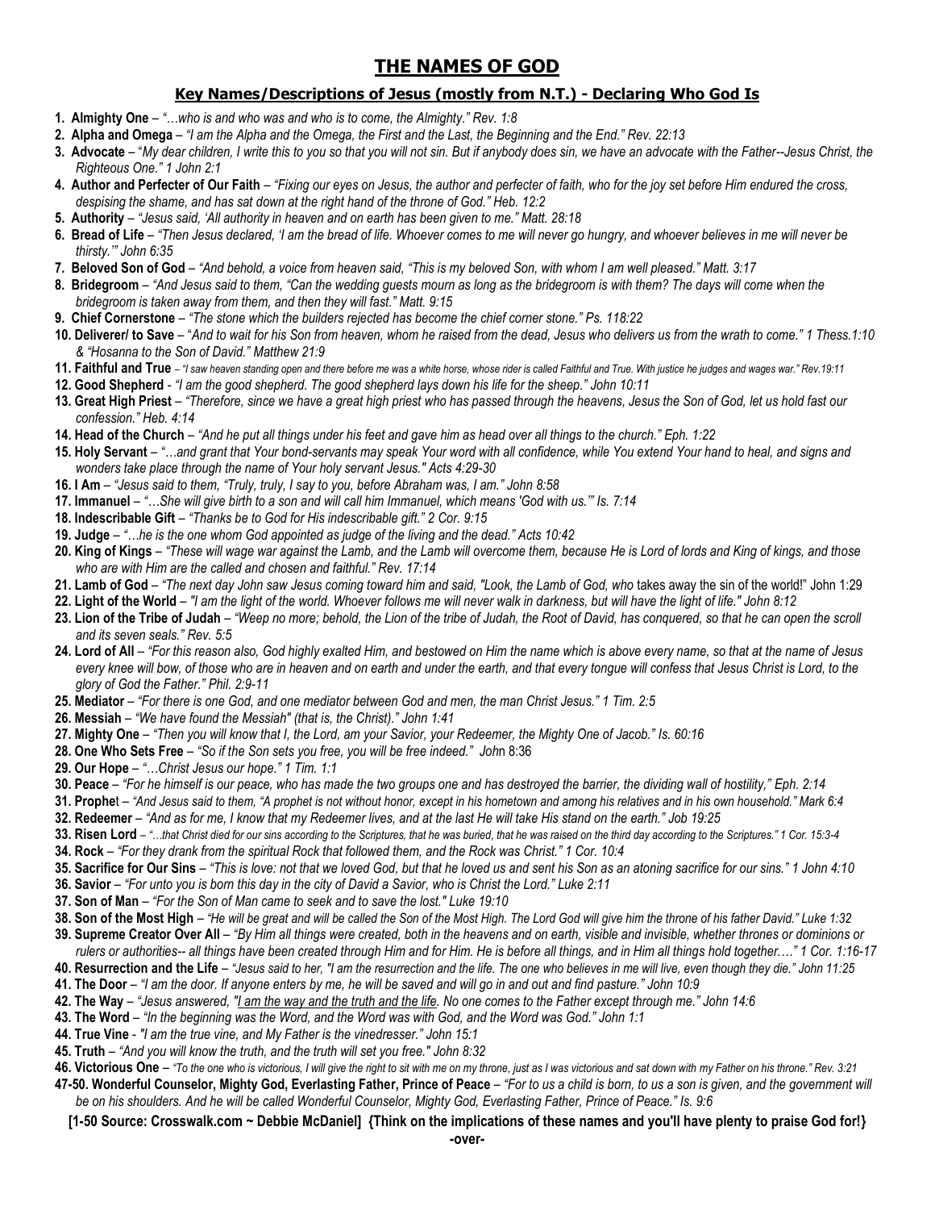# THE NAMES OF GOD

## Key Names/Descriptions of Jesus (mostly from N.T.) - Declaring Who God Is

1. **Almighty One** – *"…who is and who was and who is to come, the Almighty." Rev. 1:8*
2. **Alpha and Omega** – *"I am the Alpha and the Omega, the First and the Last, the Beginning and the End." Rev. 22:13*
3. **Advocate** – "*My dear children, I write this to you so that you will not sin. But if anybody does sin, we have an advocate with the Father--Jesus Christ, the Righteous One." 1 John 2:1*
4. **Author and Perfecter of Our Faith** – *"Fixing our eyes on Jesus, the author and perfecter of faith, who for the joy set before Him endured the cross, despising the shame, and has sat down at the right hand of the throne of God." Heb. 12:2*
5. **Authority** – *"Jesus said, 'All authority in heaven and on earth has been given to me." Matt. 28:18*
6. **Bread of Life** – *"Then Jesus declared, 'I am the bread of life. Whoever comes to me will never go hungry, and whoever believes in me will never be thirsty.'" John 6:35*
7. **Beloved Son of God** – *"And behold, a voice from heaven said, "This is my beloved Son, with whom I am well pleased." Matt. 3:17*
8. **Bridegroom** – *"And Jesus said to them, "Can the wedding guests mourn as long as the bridegroom is with them? The days will come when the bridegroom is taken away from them, and then they will fast." Matt. 9:15*
9. **Chief Cornerstone** – *"The stone which the builders rejected has become the chief corner stone." Ps. 118:22*
10. **Deliverer/ to Save** – "*And to wait for his Son from heaven, whom he raised from the dead, Jesus who delivers us from the wrath to come." 1 Thess.1:10 & "Hosanna to the Son of David." Matthew 21:9*
11. **Faithful and True** – *"I saw heaven standing open and there before me was a white horse, whose rider is called Faithful and True. With justice he judges and wages war." Rev.19:11*
12. **Good Shepherd** - *"I am the good shepherd. The good shepherd lays down his life for the sheep." John 10:11*
13. **Great High Priest** – *"Therefore, since we have a great high priest who has passed through the heavens, Jesus the Son of God, let us hold fast our confession." Heb. 4:14*
14. **Head of the Church** – *"And he put all things under his feet and gave him as head over all things to the church." Eph. 1:22*
15. **Holy Servant** – *"…and grant that Your bond-servants may speak Your word with all confidence, while You extend Your hand to heal, and signs and wonders take place through the name of Your holy servant Jesus." Acts 4:29-30*
16. **I Am** – *"Jesus said to them, "Truly, truly, I say to you, before Abraham was, I am." John 8:58*
17. **Immanuel** – *"…She will give birth to a son and will call him Immanuel, which means 'God with us.'" Is. 7:14*
18. **Indescribable Gift** – *"Thanks be to God for His indescribable gift." 2 Cor. 9:15*
19. **Judge** – *"…he is the one whom God appointed as judge of the living and the dead." Acts 10:42*
20. **King of Kings** – *"These will wage war against the Lamb, and the Lamb will overcome them, because He is Lord of lords and King of kings, and those who are with Him are the called and chosen and faithful." Rev. 17:14*
21. **Lamb of God** – *"The next day John saw Jesus coming toward him and said, "Look, the Lamb of God, who* takes away the sin of the world!" John 1:29
22. **Light of the World** – *"I am the light of the world. Whoever follows me will never walk in darkness, but will have the light of life." John 8:12*
23. **Lion of the Tribe of Judah** – *"Weep no more; behold, the Lion of the tribe of Judah, the Root of David, has conquered, so that he can open the scroll and its seven seals." Rev. 5:5*
24. **Lord of All** – *"For this reason also, God highly exalted Him, and bestowed on Him the name which is above every name, so that at the name of Jesus every knee will bow, of those who are in heaven and on earth and under the earth, and that every tongue will confess that Jesus Christ is Lord, to the glory of God the Father." Phil. 2:9-11*
25. **Mediator** – *"For there is one God, and one mediator between God and men, the man Christ Jesus." 1 Tim. 2:5*
26. **Messiah** – *"We have found the Messiah" (that is, the Christ)." John 1:41*
27. **Mighty One** – *"Then you will know that I, the Lord, am your Savior, your Redeemer, the Mighty One of Jacob." Is. 60:16*
28. **One Who Sets Free** – *"So if the Son sets you free, you will be free indeed." Joh*n 8:36
29. **Our Hope** – *"…Christ Jesus our hope." 1 Tim. 1:1*
30. **Peace** – *"For he himself is our peace, who has made the two groups one and has destroyed the barrier, the dividing wall of hostility," Eph. 2:14*
31. **Prophe**t – *"And Jesus said to them, "A prophet is not without honor, except in his hometown and among his relatives and in his own household." Mark 6:4*
32. **Redeemer** – *"And as for me, I know that my Redeemer lives, and at the last He will take His stand on the earth." Job 19:25*
33. **Risen Lord** – *"…that Christ died for our sins according to the Scriptures, that he was buried, that he was raised on the third day according to the Scriptures." 1 Cor. 15:3-4*
34. **Rock** – *"For they drank from the spiritual Rock that followed them, and the Rock was Christ." 1 Cor. 10:4*
35. **Sacrifice for Our Sins** – *"This is love: not that we loved God, but that he loved us and sent his Son as an atoning sacrifice for our sins." 1 John 4:10*
36. **Savior** – *"For unto you is born this day in the city of David a Savior, who is Christ the Lord." Luke 2:11*
37. **Son of Man** – *"For the Son of Man came to seek and to save the lost." Luke 19:10*
38. **Son of the Most High** – *"He will be great and will be called the Son of the Most High. The Lord God will give him the throne of his father David." Luke 1:32*
39. **Supreme Creator Over All** – *"By Him all things were created, both in the heavens and on earth, visible and invisible, whether thrones or dominions or rulers or authorities-- all things have been created through Him and for Him. He is before all things, and in Him all things hold together.…" 1 Cor. 1:16-17*
40. **Resurrection and the Life** – *"Jesus said to her, "I am the resurrection and the life. The one who believes in me will live, even though they die." John 11:25*
41. **The Door** – *"I am the door. If anyone enters by me, he will be saved and will go in and out and find pasture." John 10:9*
42. **The Way** – *"Jesus answered, "I am the way and the truth and the life. No one comes to the Father except through me." John 14:6*
43. **The Word** – *"In the beginning was the Word, and the Word was with God, and the Word was God." John 1:1*
44. **True Vine** - *"I am the true vine, and My Father is the vinedresser." John 15:1*
45. **Truth** – *"And you will know the truth, and the truth will set you free." John 8:32*
46. **Victorious One** – *"To the one who is victorious, I will give the right to sit with me on my throne, just as I was victorious and sat down with my Father on his throne." Rev. 3:21*

47-50. **Wonderful Counselor, Mighty God, Everlasting Father, Prince of Peace** – *"For to us a child is born, to us a son is given, and the government will be on his shoulders. And he will be called Wonderful Counselor, Mighty God, Everlasting Father, Prince of Peace." Is. 9:6*

**[1-50 Source: Crosswalk.com ~ Debbie McDaniel] {Think on the implications of these names and you'll have plenty to praise God for!}**

**-over-**